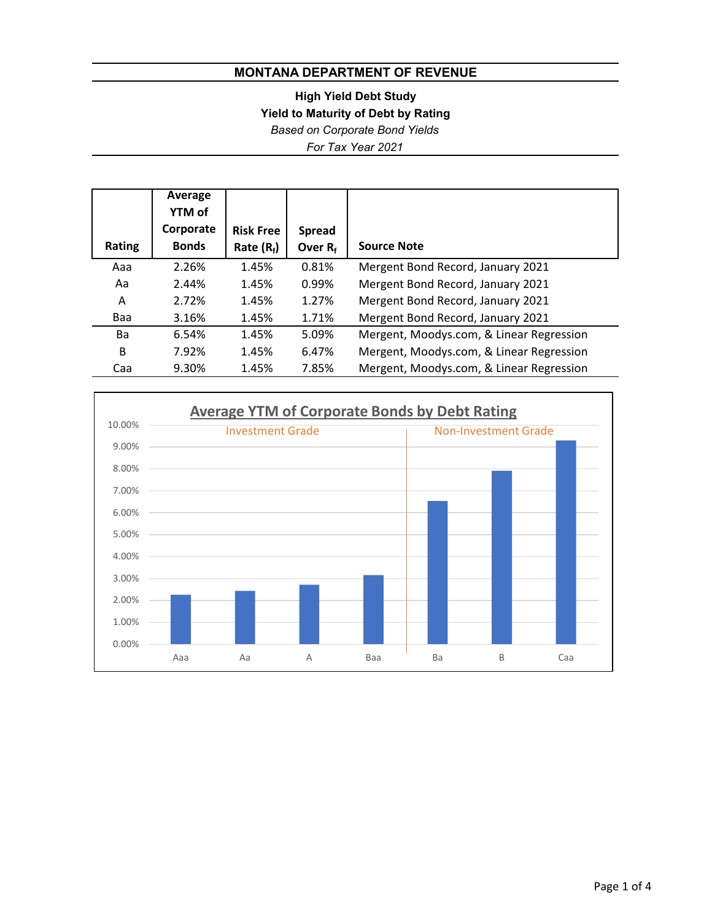# MONTANA DEPARTMENT OF REVENUE

**High Yield Debt Study**

**Yield to Maturity of Debt by Rating**

*Based on Corporate Bond Yields*

*For Tax Year 2021*

| Rating | Average YTM of Corporate Bonds | Risk Free Rate ($R_f$) | Spread Over $R_f$ | Source Note |
|---|---|---|---|---|
| Aaa | 2.26% | 1.45% | 0.81% | Mergent Bond Record, January 2021 |
| Aa | 2.44% | 1.45% | 0.99% | Mergent Bond Record, January 2021 |
| A | 2.72% | 1.45% | 1.27% | Mergent Bond Record, January 2021 |
| Baa | 3.16% | 1.45% | 1.71% | Mergent Bond Record, January 2021 |
| Ba | 6.54% | 1.45% | 5.09% | Mergent, Moodys.com, & Linear Regression |
| B | 7.92% | 1.45% | 6.47% | Mergent, Moodys.com, & Linear Regression |
| Caa | 9.30% | 1.45% | 7.85% | Mergent, Moodys.com, & Linear Regression |

**Average YTM of Corporate Bonds by Debt Rating**

| Rating | Grade | Average YTM |
|---|---|---|
| Aaa | Investment Grade | 2.26% |
| Aa | Investment Grade | 2.44% |
| A | Investment Grade | 2.72% |
| Baa | Investment Grade | 3.16% |
| Ba | Non-Investment Grade | 6.54% |
| B | Non-Investment Grade | 7.92% |
| Caa | Non-Investment Grade | 9.30% |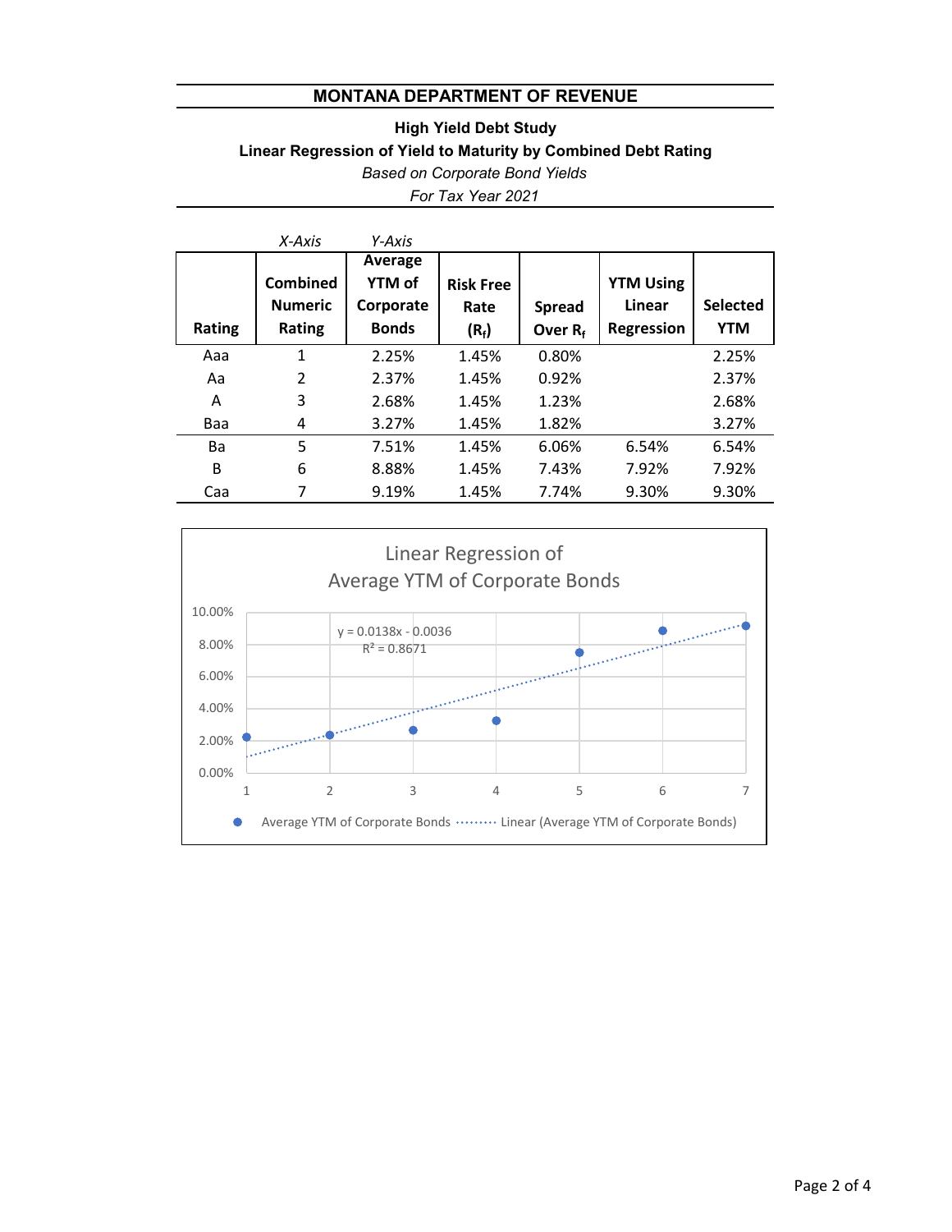## MONTANA DEPARTMENT OF REVENUE

**High Yield Debt Study**

**Linear Regression of Yield to Maturity by Combined Debt Rating**

*Based on Corporate Bond Yields*

*For Tax Year 2021*

| | *X-Axis* | *Y-Axis* | | | | |
|---|---|---|---|---|---|---|
| **Rating** | **Combined Numeric Rating** | **Average YTM of Corporate Bonds** | **Risk Free Rate ($R_f$)** | **Spread Over $R_f$** | **YTM Using Linear Regression** | **Selected YTM** |
| Aaa | 1 | 2.25% | 1.45% | 0.80% | | 2.25% |
| Aa | 2 | 2.37% | 1.45% | 0.92% | | 2.37% |
| A | 3 | 2.68% | 1.45% | 1.23% | | 2.68% |
| Baa | 4 | 3.27% | 1.45% | 1.82% | | 3.27% |
| Ba | 5 | 7.51% | 1.45% | 6.06% | 6.54% | 6.54% |
| B | 6 | 8.88% | 1.45% | 7.43% | 7.92% | 7.92% |
| Caa | 7 | 9.19% | 1.45% | 7.74% | 9.30% | 9.30% |

Linear Regression of Average YTM of Corporate Bonds

$y = 0.0138x - 0.0036$

$R^2 = 0.8671$

Average YTM of Corporate Bonds ········ Linear (Average YTM of Corporate Bonds)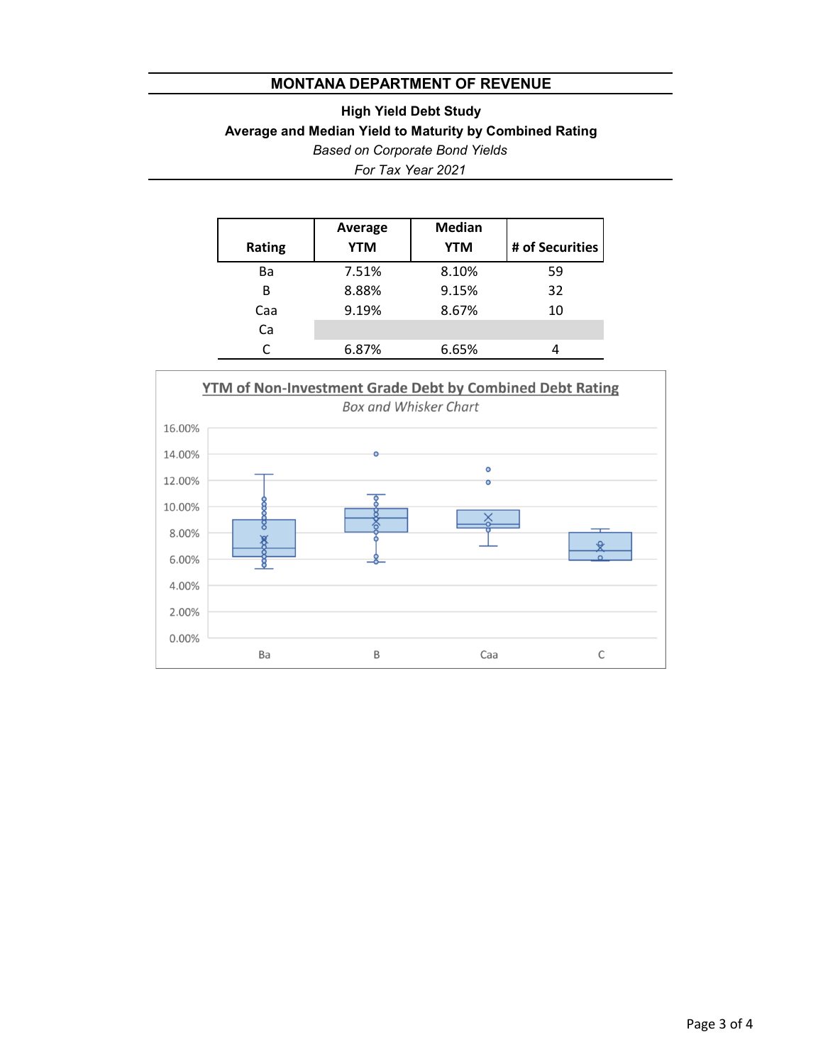# MONTANA DEPARTMENT OF REVENUE

**High Yield Debt Study**

**Average and Median Yield to Maturity by Combined Rating**

*Based on Corporate Bond Yields*

*For Tax Year 2021*

| Rating | Average YTM | Median YTM | # of Securities |
|---|---|---|---|
| Ba | 7.51% | 8.10% | 59 |
| B | 8.88% | 9.15% | 32 |
| Caa | 9.19% | 8.67% | 10 |
| Ca | | | |
| C | 6.87% | 6.65% | 4 |

**YTM of Non-Investment Grade Debt by Combined Debt Rating**

*Box and Whisker Chart*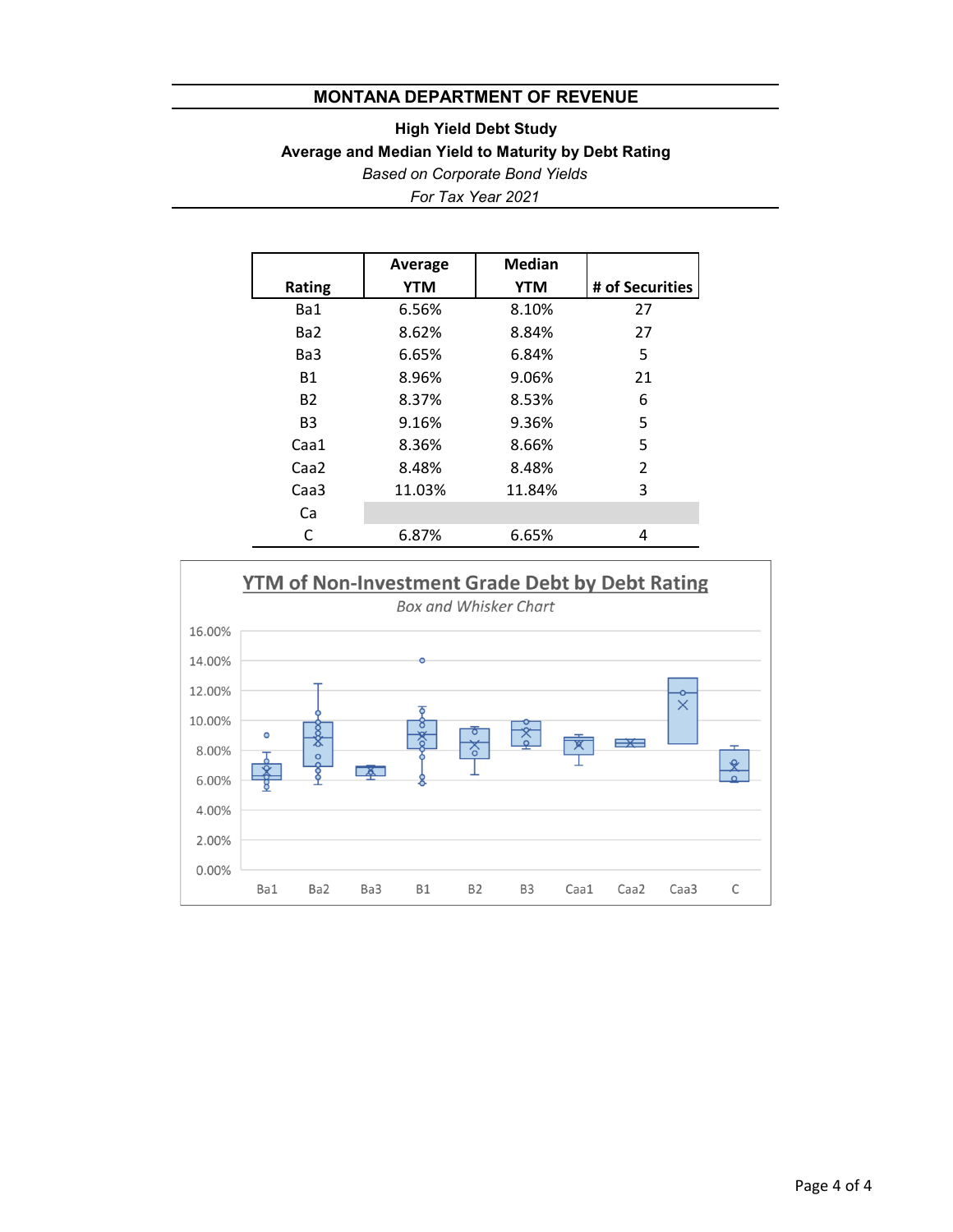## MONTANA DEPARTMENT OF REVENUE

**High Yield Debt Study**

**Average and Median Yield to Maturity by Debt Rating**

*Based on Corporate Bond Yields*

*For Tax Year 2021*

| Rating | Average YTM | Median YTM | # of Securities |
|---|---|---|---|
| Ba1 | 6.56% | 8.10% | 27 |
| Ba2 | 8.62% | 8.84% | 27 |
| Ba3 | 6.65% | 6.84% | 5 |
| B1 | 8.96% | 9.06% | 21 |
| B2 | 8.37% | 8.53% | 6 |
| B3 | 9.16% | 9.36% | 5 |
| Caa1 | 8.36% | 8.66% | 5 |
| Caa2 | 8.48% | 8.48% | 2 |
| Caa3 | 11.03% | 11.84% | 3 |
| Ca | | | |
| C | 6.87% | 6.65% | 4 |

**YTM of Non-Investment Grade Debt by Debt Rating**

*Box and Whisker Chart*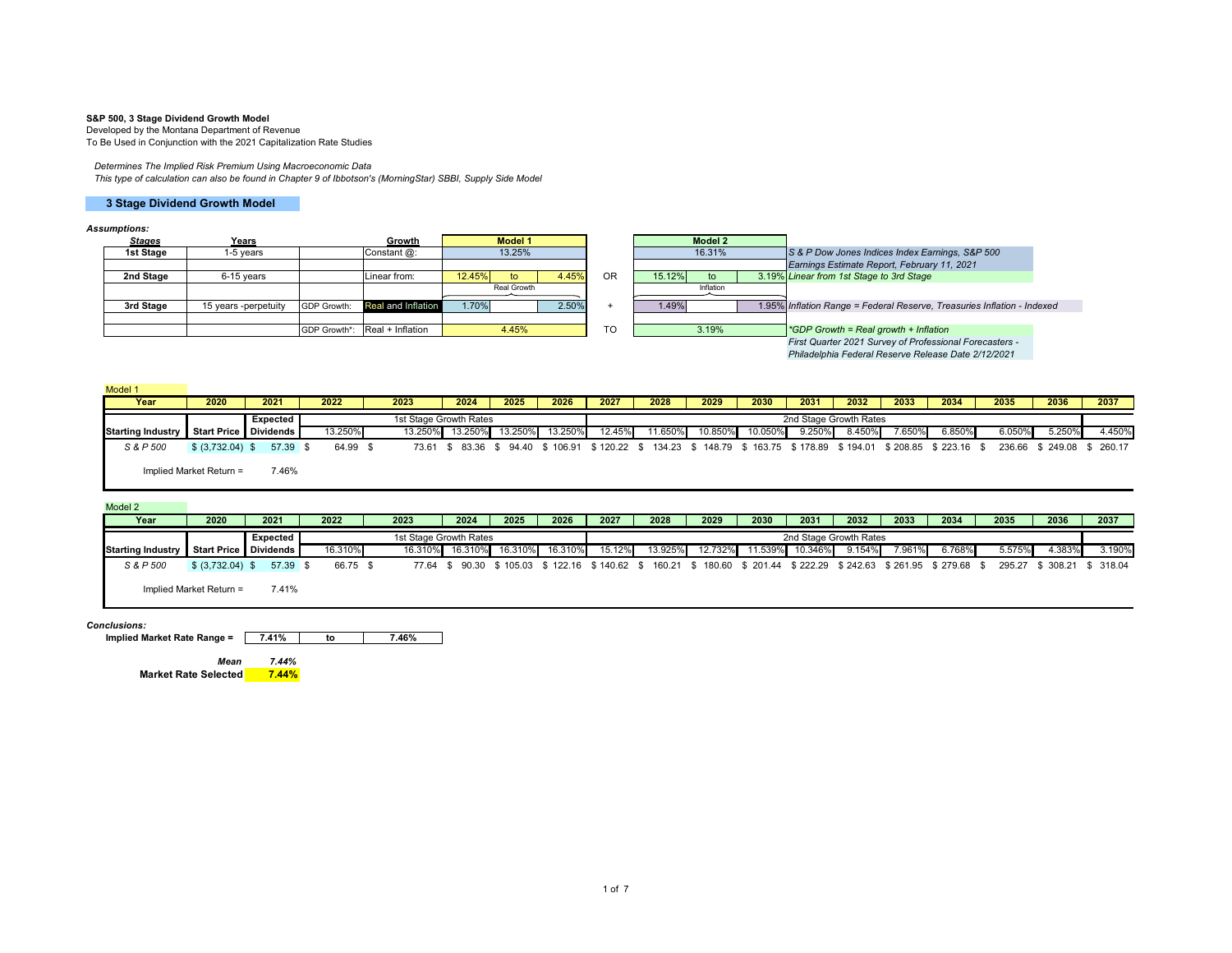**S&P 500, 3 Stage Dividend Growth Model**
Developed by the Montana Department of Revenue
To Be Used in Conjunction with the 2021 Capitalization Rate Studies

*Determines The Implied Risk Premium Using Macroeconomic Data*
*This type of calculation can also be found in Chapter 9 of Ibbotson's (MorningStar) SBBI, Supply Side Model*

## 3 Stage Dividend Growth Model

***Assumptions:***

| Stages | Years | | Growth | Model 1 | | | | Model 2 | | | |
|---|---|---|---|---|---|---|---|---|---|---|---|
| **1st Stage** | 1-5 years | | Constant @: | 13.25% | | | | 16.31% | | | *S & P Dow Jones Indices Index Earnings, S&P 500 Earnings Estimate Report, February 11, 2021* |
| **2nd Stage** | 6-15 years | | Linear from: | 12.45% | to | 4.45% | OR | 15.12% | to | 3.19% | *Linear from 1st Stage to 3rd Stage* |
| | | | | | Real Growth | | | | Inflation | | |
| **3rd Stage** | 15 years -perpetuity | GDP Growth: | Real and Inflation | 1.70% | | 2.50% | + | 1.49% | | 1.95% | *Inflation Range = Federal Reserve, Treasuries Inflation - Indexed* |
| | | GDP Growth*: | Real + Inflation | 4.45% | | | TO | 3.19% | | | *\*GDP Growth = Real growth + Inflation* *First Quarter 2021 Survey of Professional Forecasters - Philadelphia Federal Reserve Release Date 2/12/2021* |

Model 1

| Year | 2020 | 2021 | 2022 | 2023 | 2024 | 2025 | 2026 | 2027 | 2028 | 2029 | 2030 | 2031 | 2032 | 2033 | 2034 | 2035 | 2036 | 2037 |
|---|---|---|---|---|---|---|---|---|---|---|---|---|---|---|---|---|---|---|
| | | Expected | 1st Stage Growth Rates | | | | | 2nd Stage Growth Rates | | | | | | | | | | |
| Starting Industry | Start Price | Dividends | 13.250% | 13.250% | 13.250% | 13.250% | 13.250% | 12.45% | 11.650% | 10.850% | 10.050% | 9.250% | 8.450% | 7.650% | 6.850% | 6.050% | 5.250% | 4.450% |
| *S & P 500* | $ (3,732.04) | $ 57.39 | $ 64.99 | $ 73.61 | $ 83.36 | $ 94.40 | $ 106.91 | $ 120.22 | $ 134.23 | $ 148.79 | $ 163.75 | $ 178.89 | $ 194.01 | $ 208.85 | $ 223.16 | $ 236.66 | $ 249.08 | $ 260.17 |

Implied Market Return = 7.46%

Model 2

| Year | 2020 | 2021 | 2022 | 2023 | 2024 | 2025 | 2026 | 2027 | 2028 | 2029 | 2030 | 2031 | 2032 | 2033 | 2034 | 2035 | 2036 | 2037 |
|---|---|---|---|---|---|---|---|---|---|---|---|---|---|---|---|---|---|---|
| | | Expected | 1st Stage Growth Rates | | | | | 2nd Stage Growth Rates | | | | | | | | | | |
| Starting Industry | Start Price | Dividends | 16.310% | 16.310% | 16.310% | 16.310% | 16.310% | 15.12% | 13.925% | 12.732% | 11.539% | 10.346% | 9.154% | 7.961% | 6.768% | 5.575% | 4.383% | 3.190% |
| *S & P 500* | $ (3,732.04) | $ 57.39 | $ 66.75 | $ 77.64 | $ 90.30 | $ 105.03 | $ 122.16 | $ 140.62 | $ 160.21 | $ 180.60 | $ 201.44 | $ 222.29 | $ 242.63 | $ 261.95 | $ 279.68 | $ 295.27 | $ 308.21 | $ 318.04 |

Implied Market Return = 7.41%

***Conclusions:***

**Implied Market Rate Range =** 7.41% to 7.46%

***Mean*** *7.44%*
**Market Rate Selected** **7.44%**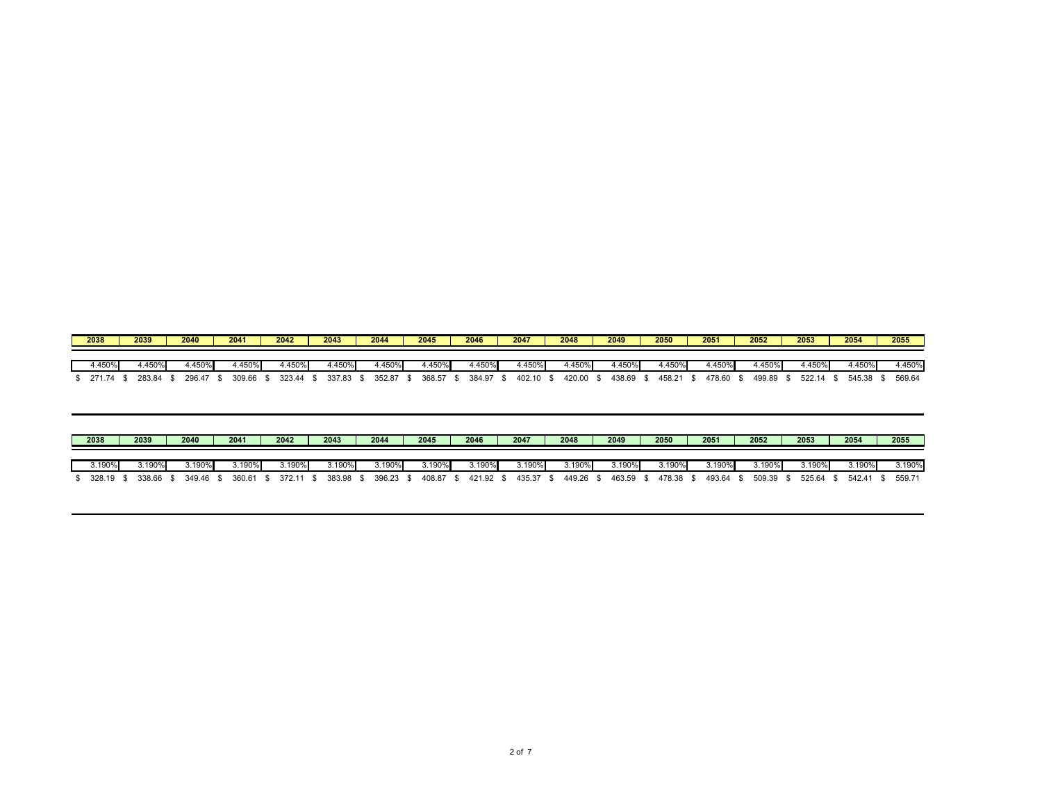| 2038 | 2039 | 2040 | 2041 | 2042 | 2043 | 2044 | 2045 | 2046 | 2047 | 2048 | 2049 | 2050 | 2051 | 2052 | 2053 | 2054 | 2055 |
|---|---|---|---|---|---|---|---|---|---|---|---|---|---|---|---|---|---|
| 4.450% | 4.450% | 4.450% | 4.450% | 4.450% | 4.450% | 4.450% | 4.450% | 4.450% | 4.450% | 4.450% | 4.450% | 4.450% | 4.450% | 4.450% | 4.450% | 4.450% | 4.450% |
| $ 271.74 | $ 283.84 | $ 296.47 | $ 309.66 | $ 323.44 | $ 337.83 | $ 352.87 | $ 368.57 | $ 384.97 | $ 402.10 | $ 420.00 | $ 438.69 | $ 458.21 | $ 478.60 | $ 499.89 | $ 522.14 | $ 545.38 | $ 569.64 |

| 2038 | 2039 | 2040 | 2041 | 2042 | 2043 | 2044 | 2045 | 2046 | 2047 | 2048 | 2049 | 2050 | 2051 | 2052 | 2053 | 2054 | 2055 |
|---|---|---|---|---|---|---|---|---|---|---|---|---|---|---|---|---|---|
| 3.190% | 3.190% | 3.190% | 3.190% | 3.190% | 3.190% | 3.190% | 3.190% | 3.190% | 3.190% | 3.190% | 3.190% | 3.190% | 3.190% | 3.190% | 3.190% | 3.190% | 3.190% |
| $ 328.19 | $ 338.66 | $ 349.46 | $ 360.61 | $ 372.11 | $ 383.98 | $ 396.23 | $ 408.87 | $ 421.92 | $ 435.37 | $ 449.26 | $ 463.59 | $ 478.38 | $ 493.64 | $ 509.39 | $ 525.64 | $ 542.41 | $ 559.71 |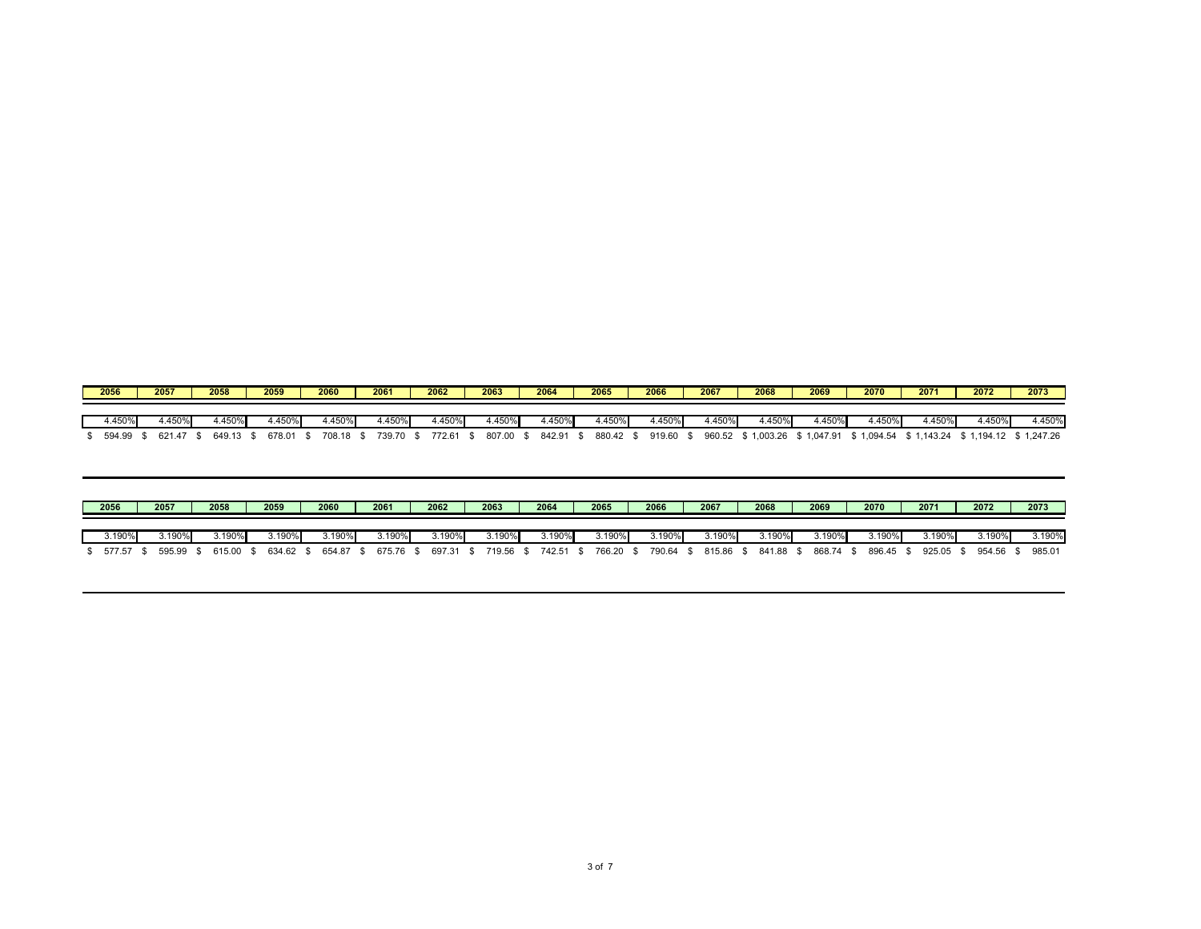| 2056 | 2057 | 2058 | 2059 | 2060 | 2061 | 2062 | 2063 | 2064 | 2065 | 2066 | 2067 | 2068 | 2069 | 2070 | 2071 | 2072 | 2073 |
|---|---|---|---|---|---|---|---|---|---|---|---|---|---|---|---|---|---|
| 4.450% | 4.450% | 4.450% | 4.450% | 4.450% | 4.450% | 4.450% | 4.450% | 4.450% | 4.450% | 4.450% | 4.450% | 4.450% | 4.450% | 4.450% | 4.450% | 4.450% | 4.450% |
| $ 594.99 | $ 621.47 | $ 649.13 | $ 678.01 | $ 708.18 | $ 739.70 | $ 772.61 | $ 807.00 | $ 842.91 | $ 880.42 | $ 919.60 | $ 960.52 | $ 1,003.26 | $ 1,047.91 | $ 1,094.54 | $ 1,143.24 | $ 1,194.12 | $ 1,247.26 |

| 2056 | 2057 | 2058 | 2059 | 2060 | 2061 | 2062 | 2063 | 2064 | 2065 | 2066 | 2067 | 2068 | 2069 | 2070 | 2071 | 2072 | 2073 |
|---|---|---|---|---|---|---|---|---|---|---|---|---|---|---|---|---|---|
| 3.190% | 3.190% | 3.190% | 3.190% | 3.190% | 3.190% | 3.190% | 3.190% | 3.190% | 3.190% | 3.190% | 3.190% | 3.190% | 3.190% | 3.190% | 3.190% | 3.190% | 3.190% |
| $ 577.57 | $ 595.99 | $ 615.00 | $ 634.62 | $ 654.87 | $ 675.76 | $ 697.31 | $ 719.56 | $ 742.51 | $ 766.20 | $ 790.64 | $ 815.86 | $ 841.88 | $ 868.74 | $ 896.45 | $ 925.05 | $ 954.56 | $ 985.01 |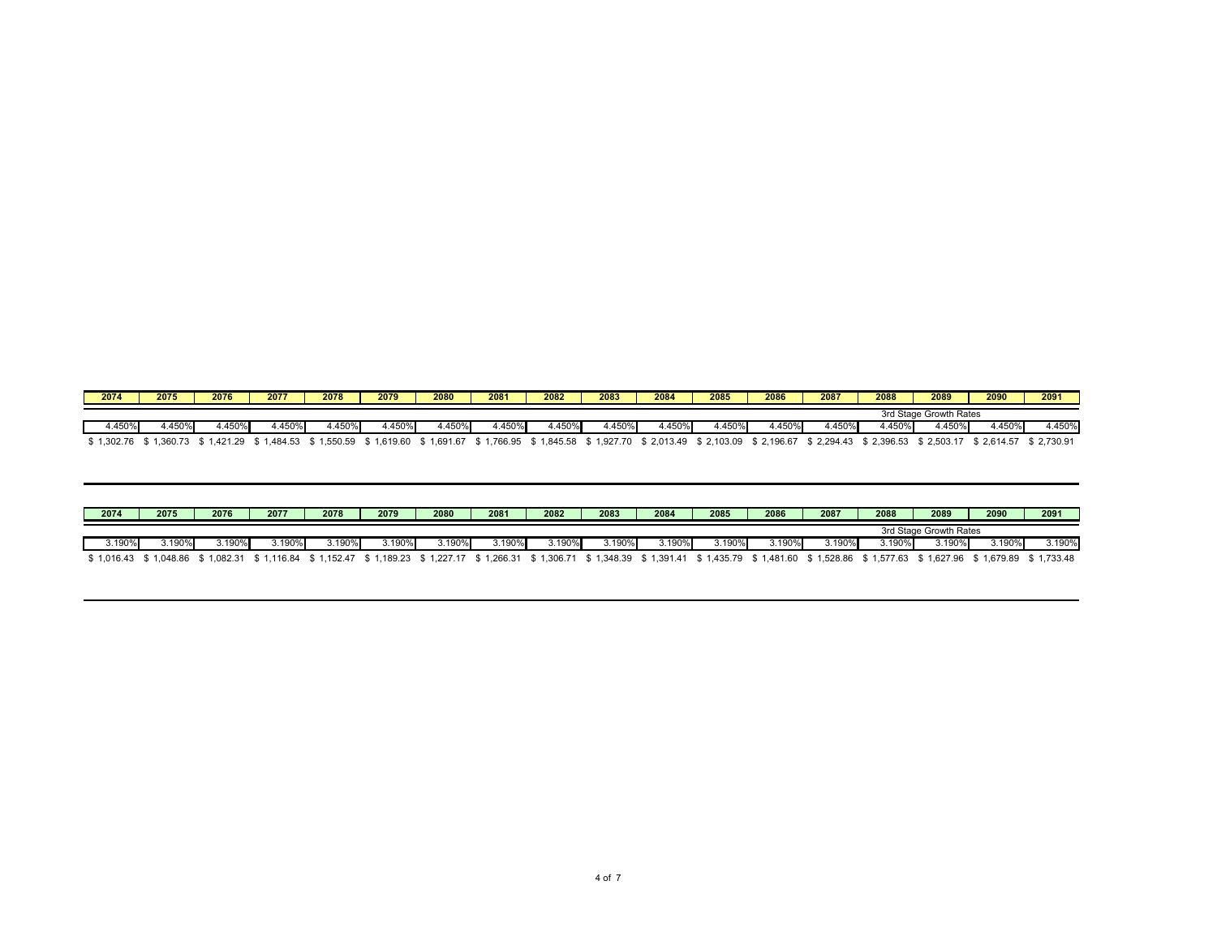| 2074 | 2075 | 2076 | 2077 | 2078 | 2079 | 2080 | 2081 | 2082 | 2083 | 2084 | 2085 | 2086 | 2087 | 2088 | 2089 | 2090 | 2091 |
|---|---|---|---|---|---|---|---|---|---|---|---|---|---|---|---|---|---|
| | | | | | | | | | | | | | | | 3rd Stage Growth Rates | | |
| 4.450% | 4.450% | 4.450% | 4.450% | 4.450% | 4.450% | 4.450% | 4.450% | 4.450% | 4.450% | 4.450% | 4.450% | 4.450% | 4.450% | 4.450% | 4.450% | 4.450% | 4.450% |
| $ 1,302.76 | $ 1,360.73 | $ 1,421.29 | $ 1,484.53 | $ 1,550.59 | $ 1,619.60 | $ 1,691.67 | $ 1,766.95 | $ 1,845.58 | $ 1,927.70 | $ 2,013.49 | $ 2,103.09 | $ 2,196.67 | $ 2,294.43 | $ 2,396.53 | $ 2,503.17 | $ 2,614.57 | $ 2,730.91 |

| 2074 | 2075 | 2076 | 2077 | 2078 | 2079 | 2080 | 2081 | 2082 | 2083 | 2084 | 2085 | 2086 | 2087 | 2088 | 2089 | 2090 | 2091 |
|---|---|---|---|---|---|---|---|---|---|---|---|---|---|---|---|---|---|
| | | | | | | | | | | | | | | | 3rd Stage Growth Rates | | |
| 3.190% | 3.190% | 3.190% | 3.190% | 3.190% | 3.190% | 3.190% | 3.190% | 3.190% | 3.190% | 3.190% | 3.190% | 3.190% | 3.190% | 3.190% | 3.190% | 3.190% | 3.190% |
| $ 1,016.43 | $ 1,048.86 | $ 1,082.31 | $ 1,116.84 | $ 1,152.47 | $ 1,189.23 | $ 1,227.17 | $ 1,266.31 | $ 1,306.71 | $ 1,348.39 | $ 1,391.41 | $ 1,435.79 | $ 1,481.60 | $ 1,528.86 | $ 1,577.63 | $ 1,627.96 | $ 1,679.89 | $ 1,733.48 |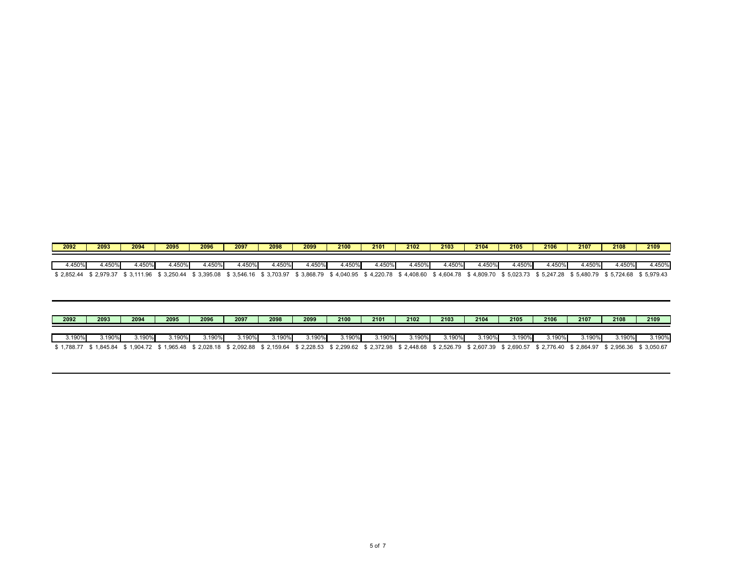| 2092 | 2093 | 2094 | 2095 | 2096 | 2097 | 2098 | 2099 | 2100 | 2101 | 2102 | 2103 | 2104 | 2105 | 2106 | 2107 | 2108 | 2109 |
|---|---|---|---|---|---|---|---|---|---|---|---|---|---|---|---|---|---|
| 4.450% | 4.450% | 4.450% | 4.450% | 4.450% | 4.450% | 4.450% | 4.450% | 4.450% | 4.450% | 4.450% | 4.450% | 4.450% | 4.450% | 4.450% | 4.450% | 4.450% | 4.450% |
| $ 2,852.44 | $ 2,979.37 | $ 3,111.96 | $ 3,250.44 | $ 3,395.08 | $ 3,546.16 | $ 3,703.97 | $ 3,868.79 | $ 4,040.95 | $ 4,220.78 | $ 4,408.60 | $ 4,604.78 | $ 4,809.70 | $ 5,023.73 | $ 5,247.28 | $ 5,480.79 | $ 5,724.68 | $ 5,979.43 |

| 2092 | 2093 | 2094 | 2095 | 2096 | 2097 | 2098 | 2099 | 2100 | 2101 | 2102 | 2103 | 2104 | 2105 | 2106 | 2107 | 2108 | 2109 |
|---|---|---|---|---|---|---|---|---|---|---|---|---|---|---|---|---|---|
| 3.190% | 3.190% | 3.190% | 3.190% | 3.190% | 3.190% | 3.190% | 3.190% | 3.190% | 3.190% | 3.190% | 3.190% | 3.190% | 3.190% | 3.190% | 3.190% | 3.190% | 3.190% |
| $ 1,788.77 | $ 1,845.84 | $ 1,904.72 | $ 1,965.48 | $ 2,028.18 | $ 2,092.88 | $ 2,159.64 | $ 2,228.53 | $ 2,299.62 | $ 2,372.98 | $ 2,448.68 | $ 2,526.79 | $ 2,607.39 | $ 2,690.57 | $ 2,776.40 | $ 2,864.97 | $ 2,956.36 | $ 3,050.67 |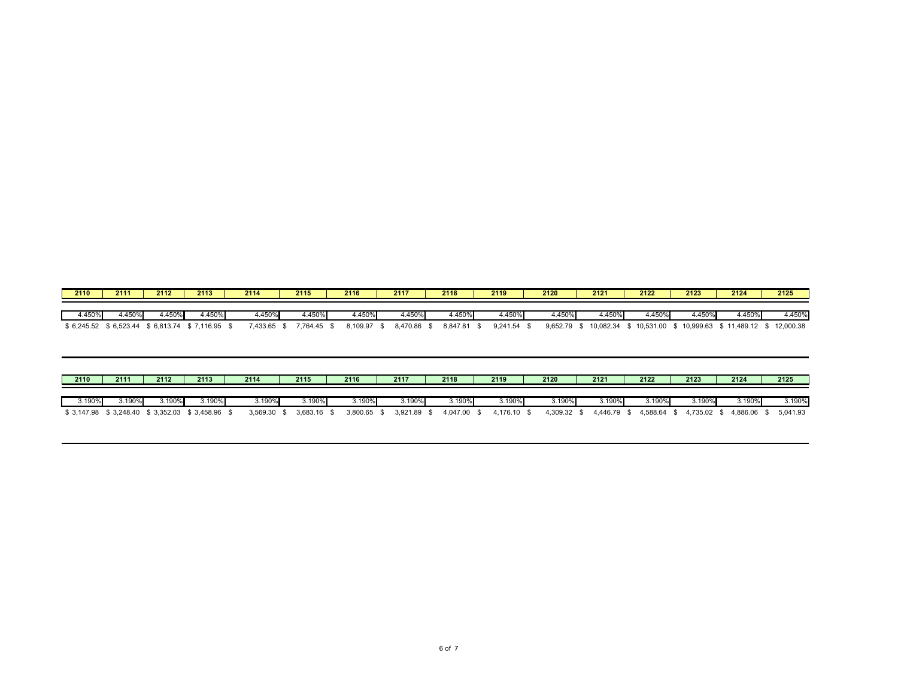| 2110 | 2111 | 2112 | 2113 | 2114 | 2115 | 2116 | 2117 | 2118 | 2119 | 2120 | 2121 | 2122 | 2123 | 2124 | 2125 |
|---|---|---|---|---|---|---|---|---|---|---|---|---|---|---|---|
| 4.450% | 4.450% | 4.450% | 4.450% | 4.450% | 4.450% | 4.450% | 4.450% | 4.450% | 4.450% | 4.450% | 4.450% | 4.450% | 4.450% | 4.450% | 4.450% |
| $ 6,245.52 | $ 6,523.44 | $ 6,813.74 | $ 7,116.95 | $ 7,433.65 | $ 7,764.45 | $ 8,109.97 | $ 8,470.86 | $ 8,847.81 | $ 9,241.54 | $ 9,652.79 | $ 10,082.34 | $ 10,531.00 | $ 10,999.63 | $ 11,489.12 | $ 12,000.38 |

| 2110 | 2111 | 2112 | 2113 | 2114 | 2115 | 2116 | 2117 | 2118 | 2119 | 2120 | 2121 | 2122 | 2123 | 2124 | 2125 |
|---|---|---|---|---|---|---|---|---|---|---|---|---|---|---|---|
| 3.190% | 3.190% | 3.190% | 3.190% | 3.190% | 3.190% | 3.190% | 3.190% | 3.190% | 3.190% | 3.190% | 3.190% | 3.190% | 3.190% | 3.190% | 3.190% |
| $ 3,147.98 | $ 3,248.40 | $ 3,352.03 | $ 3,458.96 | $ 3,569.30 | $ 3,683.16 | $ 3,800.65 | $ 3,921.89 | $ 4,047.00 | $ 4,176.10 | $ 4,309.32 | $ 4,446.79 | $ 4,588.64 | $ 4,735.02 | $ 4,886.06 | $ 5,041.93 |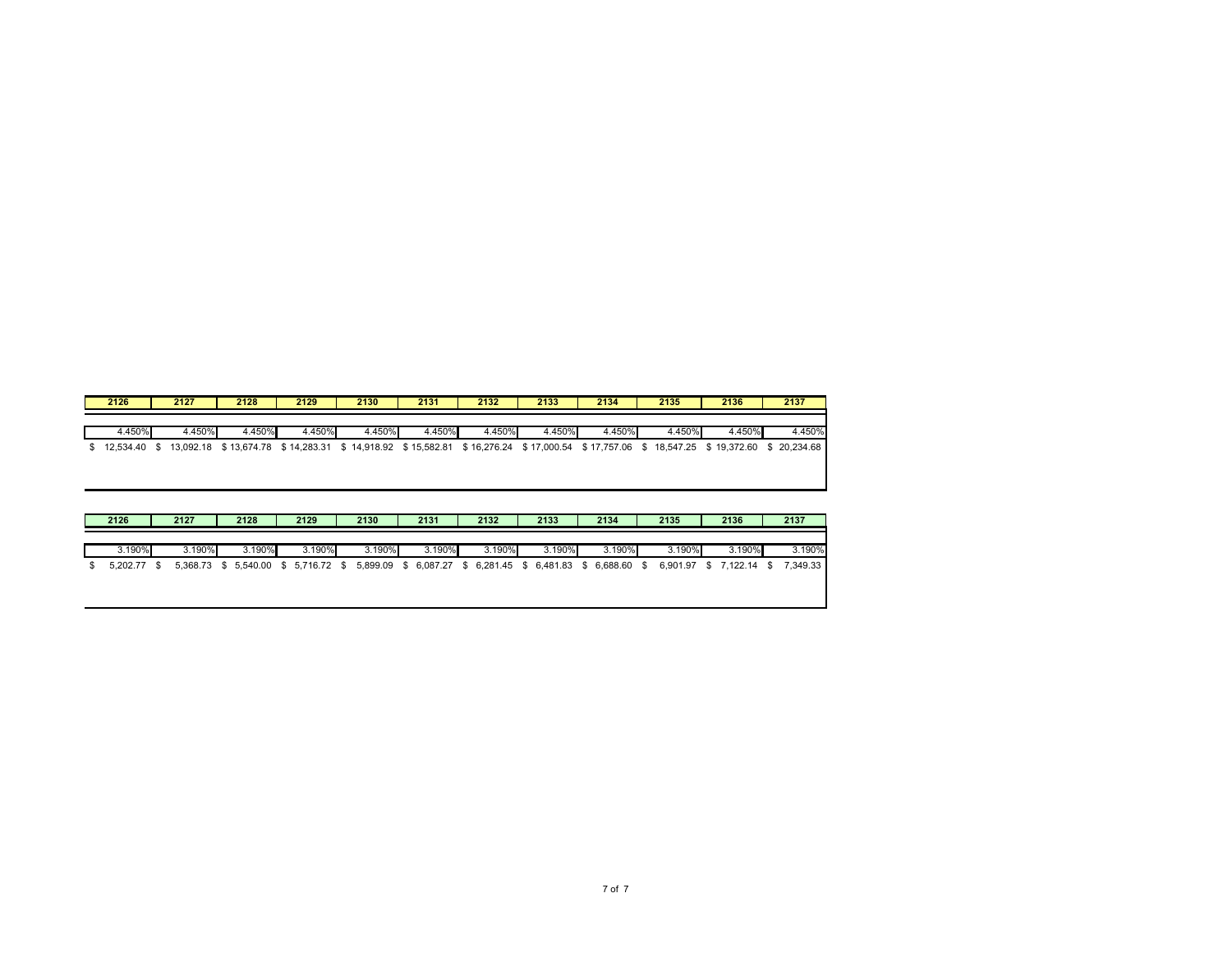| 2126 | 2127 | 2128 | 2129 | 2130 | 2131 | 2132 | 2133 | 2134 | 2135 | 2136 | 2137 |
|---|---|---|---|---|---|---|---|---|---|---|---|
| 4.450% | 4.450% | 4.450% | 4.450% | 4.450% | 4.450% | 4.450% | 4.450% | 4.450% | 4.450% | 4.450% | 4.450% |
| $ 12,534.40 | $ 13,092.18 | $ 13,674.78 | $ 14,283.31 | $ 14,918.92 | $ 15,582.81 | $ 16,276.24 | $ 17,000.54 | $ 17,757.06 | $ 18,547.25 | $ 19,372.60 | $ 20,234.68 |

| 2126 | 2127 | 2128 | 2129 | 2130 | 2131 | 2132 | 2133 | 2134 | 2135 | 2136 | 2137 |
|---|---|---|---|---|---|---|---|---|---|---|---|
| 3.190% | 3.190% | 3.190% | 3.190% | 3.190% | 3.190% | 3.190% | 3.190% | 3.190% | 3.190% | 3.190% | 3.190% |
| $ 5,202.77 | $ 5,368.73 | $ 5,540.00 | $ 5,716.72 | $ 5,899.09 | $ 6,087.27 | $ 6,281.45 | $ 6,481.83 | $ 6,688.60 | $ 6,901.97 | $ 7,122.14 | $ 7,349.33 |